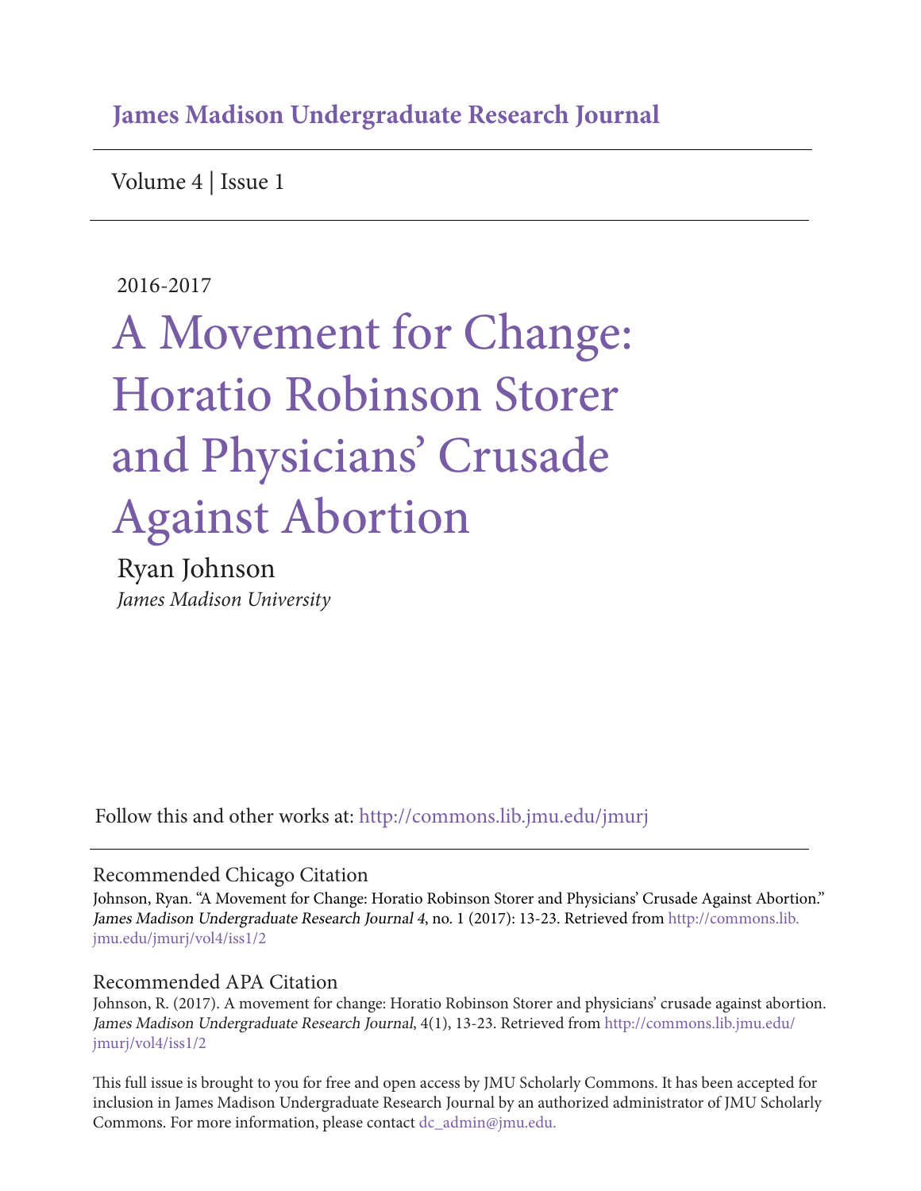**James Madison Undergraduate Research Journal**

Volume 4 | Issue 1

2016-2017

# A Movement for Change: Horatio Robinson Storer and Physicians' Crusade Against Abortion

Ryan Johnson

*James Madison University*

Follow this and other works at: http://commons.lib.jmu.edu/jmurj

## Recommended Chicago Citation

Johnson, Ryan. "A Movement for Change: Horatio Robinson Storer and Physicians' Crusade Against Abortion." *James Madison Undergraduate Research Journal 4*, no. 1 (2017): 13-23. Retrieved from http://commons.lib.jmu.edu/jmurj/vol4/iss1/2

## Recommended APA Citation

Johnson, R. (2017). A movement for change: Horatio Robinson Storer and physicians' crusade against abortion. *James Madison Undergraduate Research Journal*, 4(1), 13-23. Retrieved from http://commons.lib.jmu.edu/jmurj/vol4/iss1/2

This full issue is brought to you for free and open access by JMU Scholarly Commons. It has been accepted for inclusion in James Madison Undergraduate Research Journal by an authorized administrator of JMU Scholarly Commons. For more information, please contact dc_admin@jmu.edu.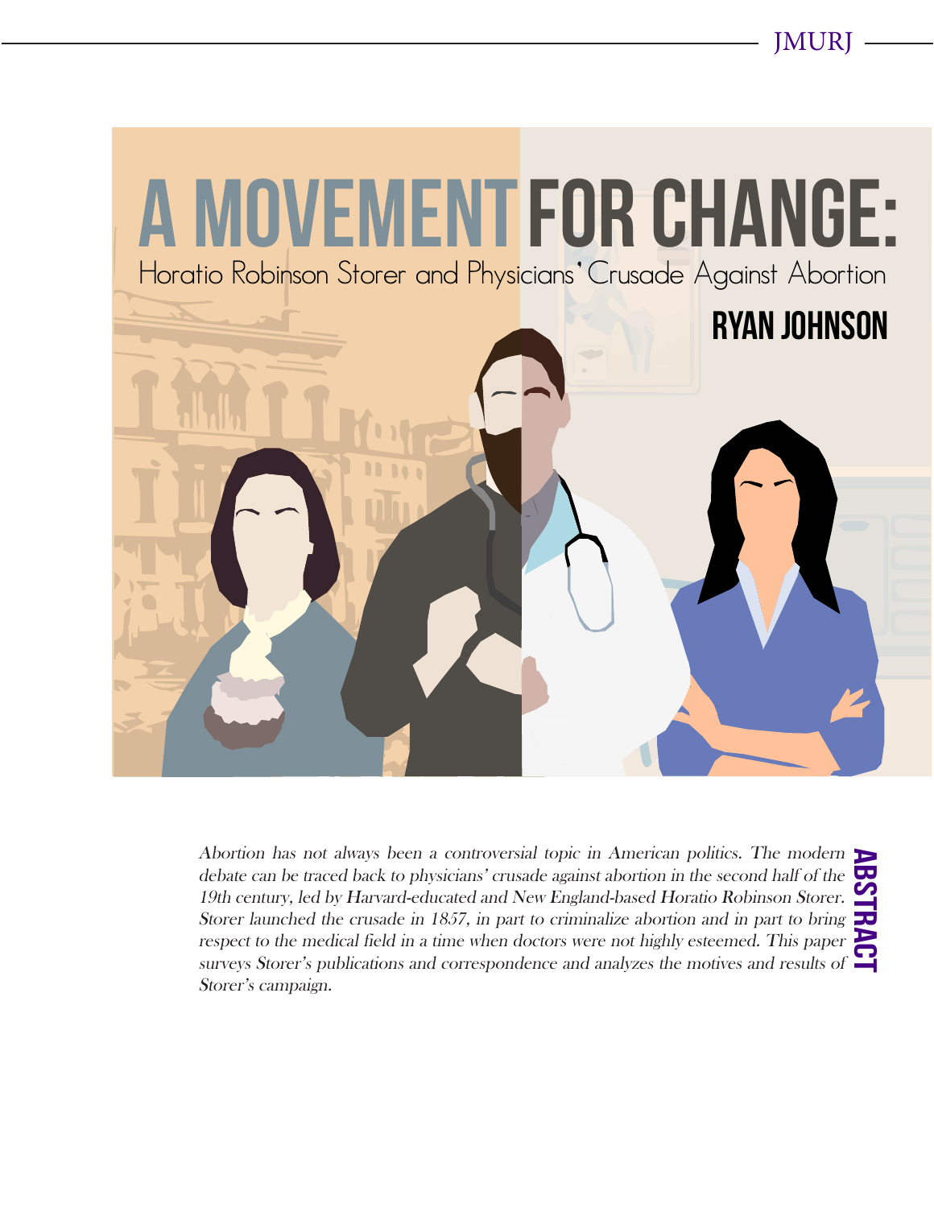# A MOVEMENT FOR CHANGE:

## Horatio Robinson Storer and Physicians' Crusade Against Abortion

**RYAN JOHNSON**

**ABSTRACT**

*Abortion has not always been a controversial topic in American politics. The modern debate can be traced back to physicians' crusade against abortion in the second half of the 19th century, led by Harvard-educated and New England-based Horatio Robinson Storer. Storer launched the crusade in 1857, in part to criminalize abortion and in part to bring respect to the medical field in a time when doctors were not highly esteemed. This paper surveys Storer's publications and correspondence and analyzes the motives and results of Storer's campaign.*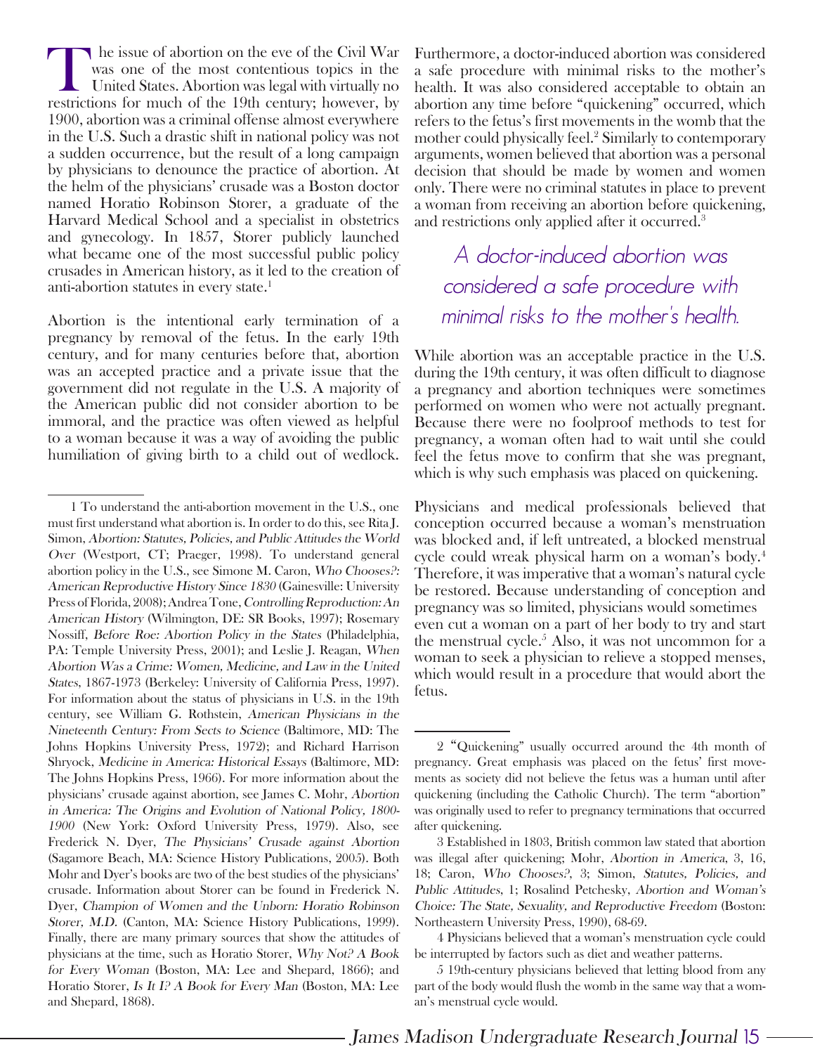The issue of abortion on the eve of the Civil War was one of the most contentious topics in the United States. Abortion was legal with virtually no restrictions for much of the 19th century; however, by 1900, abortion was a criminal offense almost everywhere in the U.S. Such a drastic shift in national policy was not a sudden occurrence, but the result of a long campaign by physicians to denounce the practice of abortion. At the helm of the physicians' crusade was a Boston doctor named Horatio Robinson Storer, a graduate of the Harvard Medical School and a specialist in obstetrics and gynecology. In 1857, Storer publicly launched what became one of the most successful public policy crusades in American history, as it led to the creation of anti-abortion statutes in every state.[1]

Abortion is the intentional early termination of a pregnancy by removal of the fetus. In the early 19th century, and for many centuries before that, abortion was an accepted practice and a private issue that the government did not regulate in the U.S. A majority of the American public did not consider abortion to be immoral, and the practice was often viewed as helpful to a woman because it was a way of avoiding the public humiliation of giving birth to a child out of wedlock. Furthermore, a doctor-induced abortion was considered a safe procedure with minimal risks to the mother's health. It was also considered acceptable to obtain an abortion any time before "quickening" occurred, which refers to the fetus's first movements in the womb that the mother could physically feel.[2] Similarly to contemporary arguments, women believed that abortion was a personal decision that should be made by women and women only. There were no criminal statutes in place to prevent a woman from receiving an abortion before quickening, and restrictions only applied after it occurred.[3]

> *A doctor-induced abortion was considered a safe procedure with minimal risks to the mother's health.*

While abortion was an acceptable practice in the U.S. during the 19th century, it was often difficult to diagnose a pregnancy and abortion techniques were sometimes performed on women who were not actually pregnant. Because there were no foolproof methods to test for pregnancy, a woman often had to wait until she could feel the fetus move to confirm that she was pregnant, which is why such emphasis was placed on quickening.

Physicians and medical professionals believed that conception occurred because a woman's menstruation was blocked and, if left untreated, a blocked menstrual cycle could wreak physical harm on a woman's body.[4] Therefore, it was imperative that a woman's natural cycle be restored. Because understanding of conception and pregnancy was so limited, physicians would sometimes even cut a woman on a part of her body to try and start the menstrual cycle.[5] Also, it was not uncommon for a woman to seek a physician to relieve a stopped menses, which would result in a procedure that would abort the fetus.

---

1 To understand the anti-abortion movement in the U.S., one must first understand what abortion is. In order to do this, see Rita J. Simon, *Abortion: Statutes, Policies, and Public Attitudes the World Over* (Westport, CT; Praeger, 1998). To understand general abortion policy in the U.S., see Simone M. Caron, *Who Chooses?: American Reproductive History Since 1830* (Gainesville: University Press of Florida, 2008); Andrea Tone, *Controlling Reproduction: An American History* (Wilmington, DE: SR Books, 1997); Rosemary Nossiff, *Before Roe: Abortion Policy in the States* (Philadelphia, PA: Temple University Press, 2001); and Leslie J. Reagan, *When Abortion Was a Crime: Women, Medicine, and Law in the United States, 1867-1973* (Berkeley: University of California Press, 1997). For information about the status of physicians in U.S. in the 19th century, see William G. Rothstein, *American Physicians in the Nineteenth Century: From Sects to Science* (Baltimore, MD: The Johns Hopkins University Press, 1972); and Richard Harrison Shryock, *Medicine in America: Historical Essays* (Baltimore, MD: The Johns Hopkins Press, 1966). For more information about the physicians' crusade against abortion, see James C. Mohr, *Abortion in America: The Origins and Evolution of National Policy, 1800-1900* (New York: Oxford University Press, 1979). Also, see Frederick N. Dyer, *The Physicians' Crusade against Abortion* (Sagamore Beach, MA: Science History Publications, 2005). Both Mohr and Dyer's books are two of the best studies of the physicians' crusade. Information about Storer can be found in Frederick N. Dyer, *Champion of Women and the Unborn: Horatio Robinson Storer, M.D.* (Canton, MA: Science History Publications, 1999). Finally, there are many primary sources that show the attitudes of physicians at the time, such as Horatio Storer, *Why Not? A Book for Every Woman* (Boston, MA: Lee and Shepard, 1866); and Horatio Storer, *Is It I? A Book for Every Man* (Boston, MA: Lee and Shepard, 1868).

2 "Quickening" usually occurred around the 4th month of pregnancy. Great emphasis was placed on the fetus' first movements as society did not believe the fetus was a human until after quickening (including the Catholic Church). The term "abortion" was originally used to refer to pregnancy terminations that occurred after quickening.

3 Established in 1803, British common law stated that abortion was illegal after quickening; Mohr, *Abortion in America*, 3, 16, 18; Caron, *Who Chooses?*, 3; Simon, *Statutes, Policies, and Public Attitudes*, 1; Rosalind Petchesky, *Abortion and Woman's Choice: The State, Sexuality, and Reproductive Freedom* (Boston: Northeastern University Press, 1990), 68-69.

4 Physicians believed that a woman's menstruation cycle could be interrupted by factors such as diet and weather patterns.

5 19th-century physicians believed that letting blood from any part of the body would flush the womb in the same way that a woman's menstrual cycle would.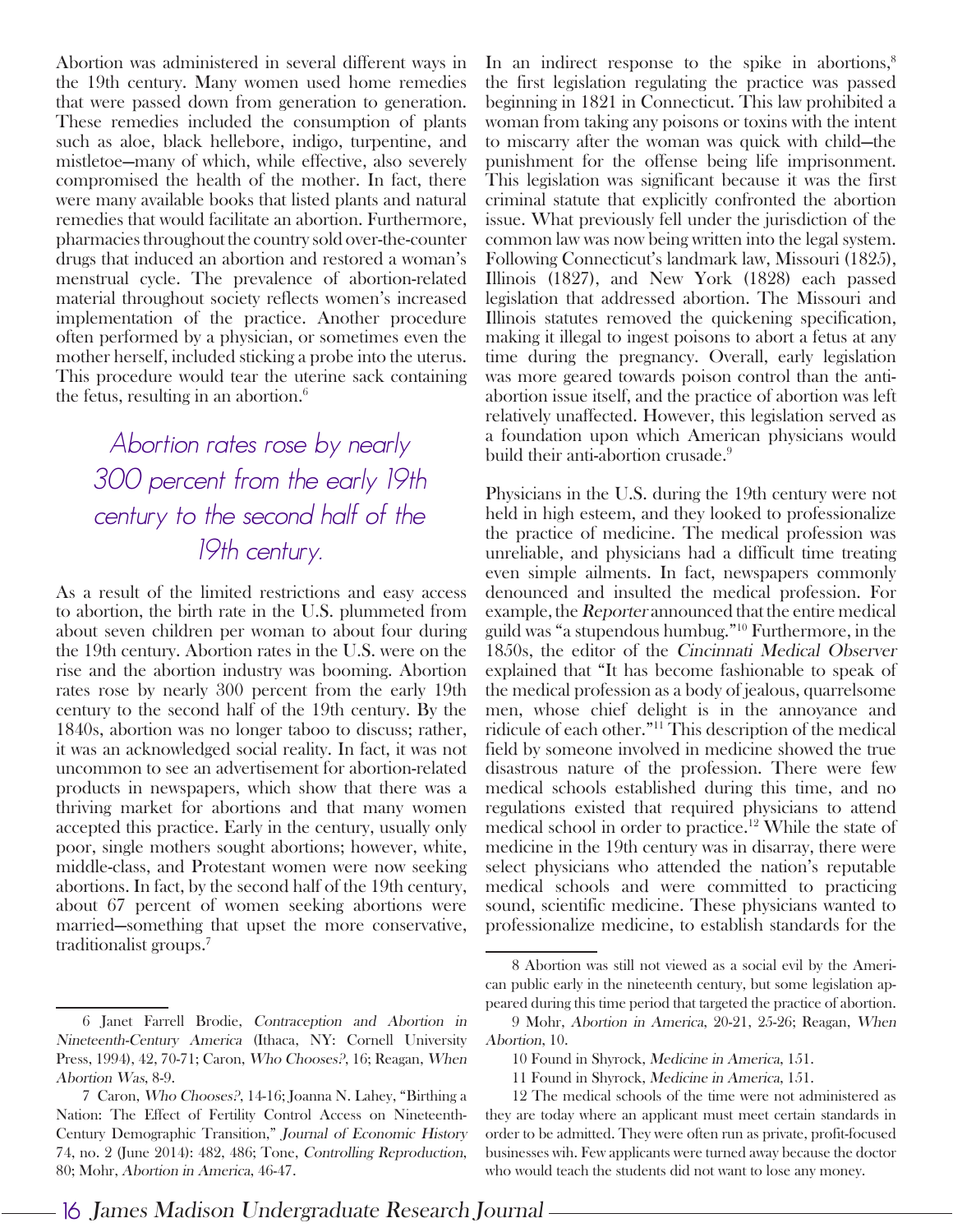Abortion was administered in several different ways in the 19th century. Many women used home remedies that were passed down from generation to generation. These remedies included the consumption of plants such as aloe, black hellebore, indigo, turpentine, and mistletoe—many of which, while effective, also severely compromised the health of the mother. In fact, there were many available books that listed plants and natural remedies that would facilitate an abortion. Furthermore, pharmacies throughout the country sold over-the-counter drugs that induced an abortion and restored a woman's menstrual cycle. The prevalence of abortion-related material throughout society reflects women's increased implementation of the practice. Another procedure often performed by a physician, or sometimes even the mother herself, included sticking a probe into the uterus. This procedure would tear the uterine sack containing the fetus, resulting in an abortion.[6]

*Abortion rates rose by nearly 300 percent from the early 19th century to the second half of the 19th century.*

As a result of the limited restrictions and easy access to abortion, the birth rate in the U.S. plummeted from about seven children per woman to about four during the 19th century. Abortion rates in the U.S. were on the rise and the abortion industry was booming. Abortion rates rose by nearly 300 percent from the early 19th century to the second half of the 19th century. By the 1840s, abortion was no longer taboo to discuss; rather, it was an acknowledged social reality. In fact, it was not uncommon to see an advertisement for abortion-related products in newspapers, which show that there was a thriving market for abortions and that many women accepted this practice. Early in the century, usually only poor, single mothers sought abortions; however, white, middle-class, and Protestant women were now seeking abortions. In fact, by the second half of the 19th century, about 67 percent of women seeking abortions were married—something that upset the more conservative, traditionalist groups.[7]

In an indirect response to the spike in abortions,[8] the first legislation regulating the practice was passed beginning in 1821 in Connecticut. This law prohibited a woman from taking any poisons or toxins with the intent to miscarry after the woman was quick with child—the punishment for the offense being life imprisonment. This legislation was significant because it was the first criminal statute that explicitly confronted the abortion issue. What previously fell under the jurisdiction of the common law was now being written into the legal system. Following Connecticut's landmark law, Missouri (1825), Illinois (1827), and New York (1828) each passed legislation that addressed abortion. The Missouri and Illinois statutes removed the quickening specification, making it illegal to ingest poisons to abort a fetus at any time during the pregnancy. Overall, early legislation was more geared towards poison control than the anti-abortion issue itself, and the practice of abortion was left relatively unaffected. However, this legislation served as a foundation upon which American physicians would build their anti-abortion crusade.[9]

Physicians in the U.S. during the 19th century were not held in high esteem, and they looked to professionalize the practice of medicine. The medical profession was unreliable, and physicians had a difficult time treating even simple ailments. In fact, newspapers commonly denounced and insulted the medical profession. For example, the *Reporter* announced that the entire medical guild was "a stupendous humbug."[10] Furthermore, in the 1850s, the editor of the *Cincinnati Medical Observer* explained that "It has become fashionable to speak of the medical profession as a body of jealous, quarrelsome men, whose chief delight is in the annoyance and ridicule of each other."[11] This description of the medical field by someone involved in medicine showed the true disastrous nature of the profession. There were few medical schools established during this time, and no regulations existed that required physicians to attend medical school in order to practice.[12] While the state of medicine in the 19th century was in disarray, there were select physicians who attended the nation's reputable medical schools and were committed to practicing sound, scientific medicine. These physicians wanted to professionalize medicine, to establish standards for the

---

6 Janet Farrell Brodie, *Contraception and Abortion in Nineteenth-Century America* (Ithaca, NY: Cornell University Press, 1994), 42, 70-71; Caron, *Who Chooses?*, 16; Reagan, *When Abortion Was*, 8-9.

7 Caron, *Who Chooses?*, 14-16; Joanna N. Lahey, "Birthing a Nation: The Effect of Fertility Control Access on Nineteenth-Century Demographic Transition," *Journal of Economic History* 74, no. 2 (June 2014): 482, 486; Tone, *Controlling Reproduction*, 80; Mohr, *Abortion in America*, 46-47.

8 Abortion was still not viewed as a social evil by the American public early in the nineteenth century, but some legislation appeared during this time period that targeted the practice of abortion.

9 Mohr, *Abortion in America*, 20-21, 25-26; Reagan, *When Abortion*, 10.

10 Found in Shyrock, *Medicine in America*, 151.

11 Found in Shyrock, *Medicine in America*, 151.

12 The medical schools of the time were not administered as they are today where an applicant must meet certain standards in order to be admitted. They were often run as private, profit-focused businesses wih. Few applicants were turned away because the doctor who would teach the students did not want to lose any money.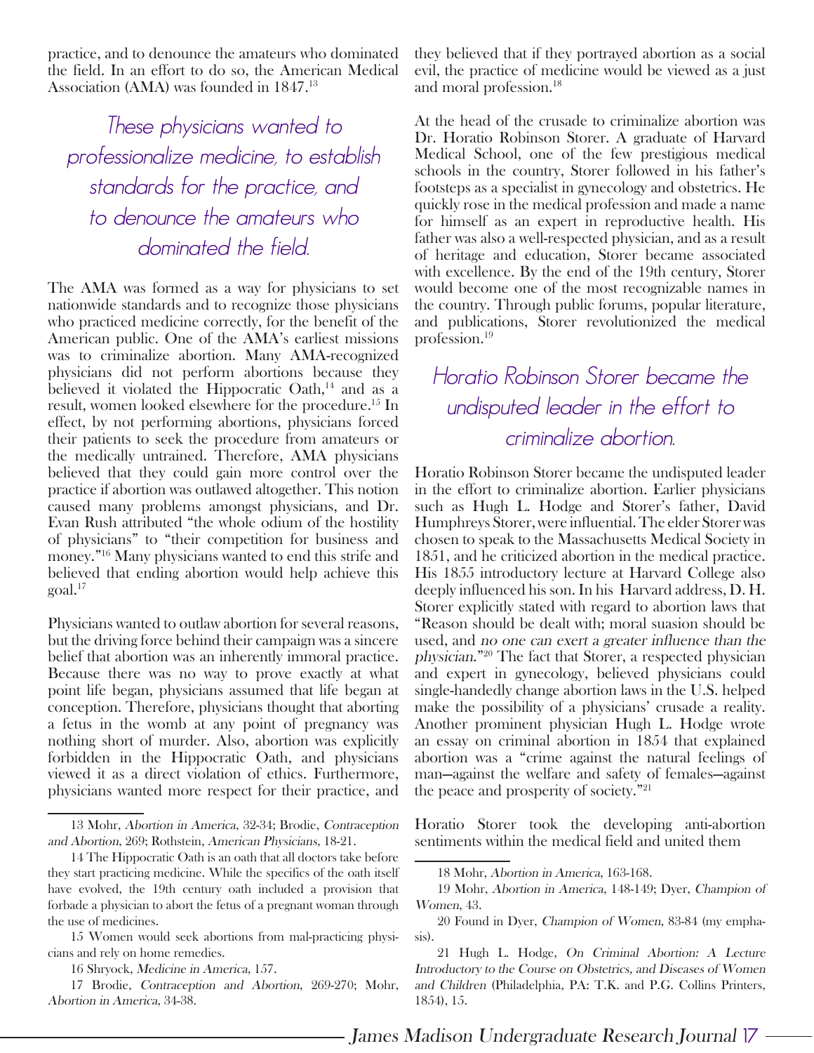practice, and to denounce the amateurs who dominated the field. In an effort to do so, the American Medical Association (AMA) was founded in 1847.[13]

*These physicians wanted to professionalize medicine, to establish standards for the practice, and to denounce the amateurs who dominated the field.*

The AMA was formed as a way for physicians to set nationwide standards and to recognize those physicians who practiced medicine correctly, for the benefit of the American public. One of the AMA's earliest missions was to criminalize abortion. Many AMA-recognized physicians did not perform abortions because they believed it violated the Hippocratic Oath,[14] and as a result, women looked elsewhere for the procedure.[15] In effect, by not performing abortions, physicians forced their patients to seek the procedure from amateurs or the medically untrained. Therefore, AMA physicians believed that they could gain more control over the practice if abortion was outlawed altogether. This notion caused many problems amongst physicians, and Dr. Evan Rush attributed "the whole odium of the hostility of physicians" to "their competition for business and money."[16] Many physicians wanted to end this strife and believed that ending abortion would help achieve this goal.[17]

Physicians wanted to outlaw abortion for several reasons, but the driving force behind their campaign was a sincere belief that abortion was an inherently immoral practice. Because there was no way to prove exactly at what point life began, physicians assumed that life began at conception. Therefore, physicians thought that aborting a fetus in the womb at any point of pregnancy was nothing short of murder. Also, abortion was explicitly forbidden in the Hippocratic Oath, and physicians viewed it as a direct violation of ethics. Furthermore, physicians wanted more respect for their practice, and they believed that if they portrayed abortion as a social evil, the practice of medicine would be viewed as a just and moral profession.[18]

At the head of the crusade to criminalize abortion was Dr. Horatio Robinson Storer. A graduate of Harvard Medical School, one of the few prestigious medical schools in the country, Storer followed in his father's footsteps as a specialist in gynecology and obstetrics. He quickly rose in the medical profession and made a name for himself as an expert in reproductive health. His father was also a well-respected physician, and as a result of heritage and education, Storer became associated with excellence. By the end of the 19th century, Storer would become one of the most recognizable names in the country. Through public forums, popular literature, and publications, Storer revolutionized the medical profession.[19]

*Horatio Robinson Storer became the undisputed leader in the effort to criminalize abortion.*

Horatio Robinson Storer became the undisputed leader in the effort to criminalize abortion. Earlier physicians such as Hugh L. Hodge and Storer's father, David Humphreys Storer, were influential. The elder Storer was chosen to speak to the Massachusetts Medical Society in 1851, and he criticized abortion in the medical practice. His 1855 introductory lecture at Harvard College also deeply influenced his son. In his Harvard address, D. H. Storer explicitly stated with regard to abortion laws that "Reason should be dealt with; moral suasion should be used, and *no one can exert a greater influence than the physician*."[20] The fact that Storer, a respected physician and expert in gynecology, believed physicians could single-handedly change abortion laws in the U.S. helped make the possibility of a physicians' crusade a reality. Another prominent physician Hugh L. Hodge wrote an essay on criminal abortion in 1854 that explained abortion was a "crime against the natural feelings of man—against the welfare and safety of females—against the peace and prosperity of society."[21]

Horatio Storer took the developing anti-abortion sentiments within the medical field and united them

---

13 Mohr, *Abortion in America*, 32-34; Brodie, *Contraception and Abortion*, 269; Rothstein, *American Physicians*, 18-21.

14 The Hippocratic Oath is an oath that all doctors take before they start practicing medicine. While the specifics of the oath itself have evolved, the 19th century oath included a provision that forbade a physician to abort the fetus of a pregnant woman through the use of medicines.

15 Women would seek abortions from mal-practicing physicians and rely on home remedies.

16 Shryock, *Medicine in America*, 157.

17 Brodie, *Contraception and Abortion*, 269-270; Mohr, *Abortion in America*, 34-38.

18 Mohr, *Abortion in America*, 163-168.

19 Mohr, *Abortion in America*, 148-149; Dyer, *Champion of Women*, 43.

20 Found in Dyer, *Champion of Women*, 83-84 (my emphasis).

21 Hugh L. Hodge, *On Criminal Abortion: A Lecture Introductory to the Course on Obstetrics, and Diseases of Women and Children* (Philadelphia, PA: T.K. and P.G. Collins Printers, 1854), 15.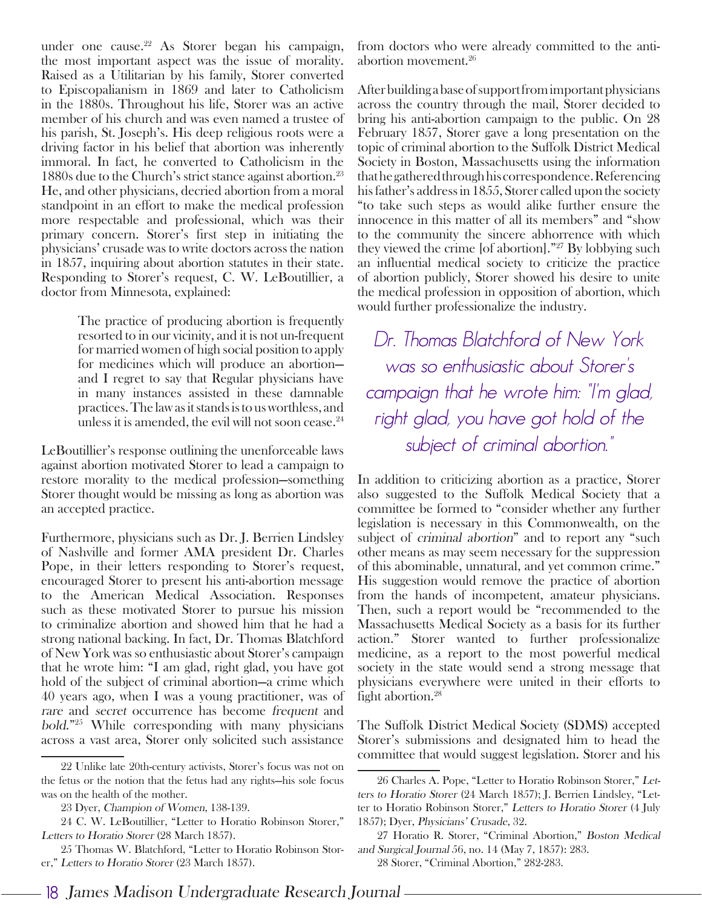under one cause.[22] As Storer began his campaign, the most important aspect was the issue of morality. Raised as a Utilitarian by his family, Storer converted to Episcopalianism in 1869 and later to Catholicism in the 1880s. Throughout his life, Storer was an active member of his church and was even named a trustee of his parish, St. Joseph's. His deep religious roots were a driving factor in his belief that abortion was inherently immoral. In fact, he converted to Catholicism in the 1880s due to the Church's strict stance against abortion.[23] He, and other physicians, decried abortion from a moral standpoint in an effort to make the medical profession more respectable and professional, which was their primary concern. Storer's first step in initiating the physicians' crusade was to write doctors across the nation in 1857, inquiring about abortion statutes in their state. Responding to Storer's request, C. W. LeBoutillier, a doctor from Minnesota, explained:

> The practice of producing abortion is frequently resorted to in our vicinity, and it is not un-frequent for married women of high social position to apply for medicines which will produce an abortion—and I regret to say that Regular physicians have in many instances assisted in these damnable practices. The law as it stands is to us worthless, and unless it is amended, the evil will not soon cease.[24]

LeBoutillier's response outlining the unenforceable laws against abortion motivated Storer to lead a campaign to restore morality to the medical profession—something Storer thought would be missing as long as abortion was an accepted practice.

Furthermore, physicians such as Dr. J. Berrien Lindsley of Nashville and former AMA president Dr. Charles Pope, in their letters responding to Storer's request, encouraged Storer to present his anti-abortion message to the American Medical Association. Responses such as these motivated Storer to pursue his mission to criminalize abortion and showed him that he had a strong national backing. In fact, Dr. Thomas Blatchford of New York was so enthusiastic about Storer's campaign that he wrote him: "I am glad, right glad, you have got hold of the subject of criminal abortion—a crime which 40 years ago, when I was a young practitioner, was of *rare* and *secret* occurrence has become *frequent* and *bold*."[25] While corresponding with many physicians across a vast area, Storer only solicited such assistance from doctors who were already committed to the anti-abortion movement.[26]

After building a base of support from important physicians across the country through the mail, Storer decided to bring his anti-abortion campaign to the public. On 28 February 1857, Storer gave a long presentation on the topic of criminal abortion to the Suffolk District Medical Society in Boston, Massachusetts using the information that he gathered through his correspondence. Referencing his father's address in 1855, Storer called upon the society "to take such steps as would alike further ensure the innocence in this matter of all its members" and "show to the community the sincere abhorrence with which they viewed the crime [of abortion]."[27] By lobbying such an influential medical society to criticize the practice of abortion publicly, Storer showed his desire to unite the medical profession in opposition of abortion, which would further professionalize the industry.

*Dr. Thomas Blatchford of New York was so enthusiastic about Storer's campaign that he wrote him: "I'm glad, right glad, you have got hold of the subject of criminal abortion."*

In addition to criticizing abortion as a practice, Storer also suggested to the Suffolk Medical Society that a committee be formed to "consider whether any further legislation is necessary in this Commonwealth, on the subject of *criminal abortion*" and to report any "such other means as may seem necessary for the suppression of this abominable, unnatural, and yet common crime." His suggestion would remove the practice of abortion from the hands of incompetent, amateur physicians. Then, such a report would be "recommended to the Massachusetts Medical Society as a basis for its further action." Storer wanted to further professionalize medicine, as a report to the most powerful medical society in the state would send a strong message that physicians everywhere were united in their efforts to fight abortion.[28]

The Suffolk District Medical Society (SDMS) accepted Storer's submissions and designated him to head the committee that would suggest legislation. Storer and his

---

22 Unlike late 20th-century activists, Storer's focus was not on the fetus or the notion that the fetus had any rights—his sole focus was on the health of the mother.

23 Dyer, *Champion of Women*, 138-139.

24 C. W. LeBoutillier, "Letter to Horatio Robinson Storer," *Letters to Horatio Storer* (28 March 1857).

25 Thomas W. Blatchford, "Letter to Horatio Robinson Storer," *Letters to Horatio Storer* (23 March 1857).

26 Charles A. Pope, "Letter to Horatio Robinson Storer," *Letters to Horatio Storer* (24 March 1857); J. Berrien Lindsley, "Letter to Horatio Robinson Storer," *Letters to Horatio Storer* (4 July 1857); Dyer, *Physicians' Crusade*, 32.

27 Horatio R. Storer, "Criminal Abortion," *Boston Medical and Surgical Journal* 56, no. 14 (May 7, 1857): 283.

28 Storer, "Criminal Abortion," 282-283.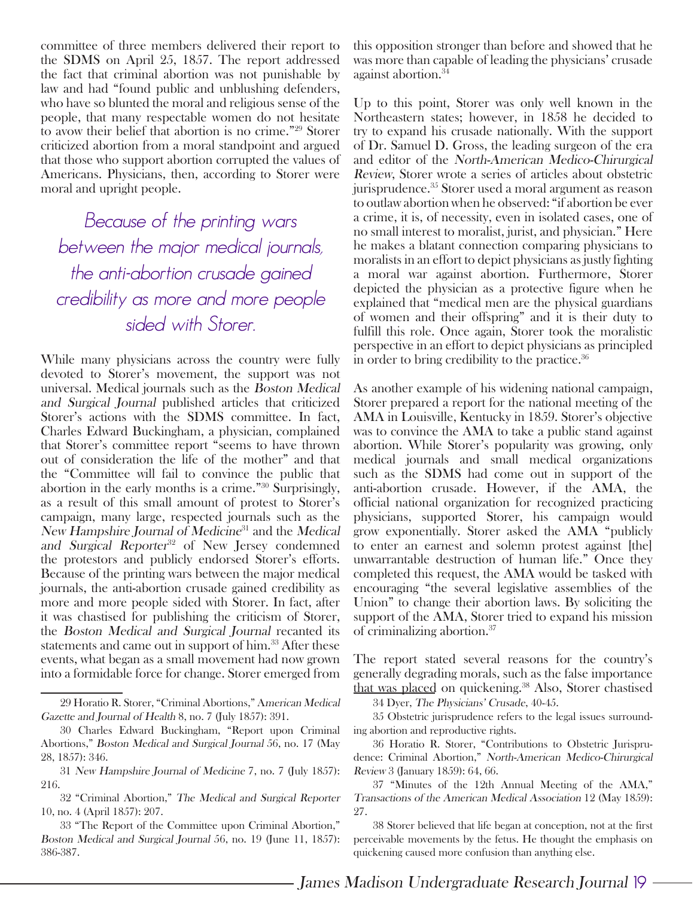committee of three members delivered their report to the SDMS on April 25, 1857. The report addressed the fact that criminal abortion was not punishable by law and had "found public and unblushing defenders, who have so blunted the moral and religious sense of the people, that many respectable women do not hesitate to avow their belief that abortion is no crime."[29] Storer criticized abortion from a moral standpoint and argued that those who support abortion corrupted the values of Americans. Physicians, then, according to Storer were moral and upright people.

> *Because of the printing wars between the major medical journals, the anti-abortion crusade gained credibility as more and more people sided with Storer.*

While many physicians across the country were fully devoted to Storer's movement, the support was not universal. Medical journals such as the *Boston Medical and Surgical Journal* published articles that criticized Storer's actions with the SDMS committee. In fact, Charles Edward Buckingham, a physician, complained that Storer's committee report "seems to have thrown out of consideration the life of the mother" and that the "Committee will fail to convince the public that abortion in the early months is a crime."[30] Surprisingly, as a result of this small amount of protest to Storer's campaign, many large, respected journals such as the *New Hampshire Journal of Medicine*[31] and the *Medical and Surgical Reporter*[32] of New Jersey condemned the protestors and publicly endorsed Storer's efforts. Because of the printing wars between the major medical journals, the anti-abortion crusade gained credibility as more and more people sided with Storer. In fact, after it was chastised for publishing the criticism of Storer, the *Boston Medical and Surgical Journal* recanted its statements and came out in support of him.[33] After these events, what began as a small movement had now grown into a formidable force for change. Storer emerged from this opposition stronger than before and showed that he was more than capable of leading the physicians' crusade against abortion.[34]

Up to this point, Storer was only well known in the Northeastern states; however, in 1858 he decided to try to expand his crusade nationally. With the support of Dr. Samuel D. Gross, the leading surgeon of the era and editor of the *North-American Medico-Chirurgical Review*, Storer wrote a series of articles about obstetric jurisprudence.[35] Storer used a moral argument as reason to outlaw abortion when he observed: "if abortion be ever a crime, it is, of necessity, even in isolated cases, one of no small interest to moralist, jurist, and physician." Here he makes a blatant connection comparing physicians to moralists in an effort to depict physicians as justly fighting a moral war against abortion. Furthermore, Storer depicted the physician as a protective figure when he explained that "medical men are the physical guardians of women and their offspring" and it is their duty to fulfill this role. Once again, Storer took the moralistic perspective in an effort to depict physicians as principled in order to bring credibility to the practice.[36]

As another example of his widening national campaign, Storer prepared a report for the national meeting of the AMA in Louisville, Kentucky in 1859. Storer's objective was to convince the AMA to take a public stand against abortion. While Storer's popularity was growing, only medical journals and small medical organizations such as the SDMS had come out in support of the anti-abortion crusade. However, if the AMA, the official national organization for recognized practicing physicians, supported Storer, his campaign would grow exponentially. Storer asked the AMA "publicly to enter an earnest and solemn protest against [the] unwarrantable destruction of human life." Once they completed this request, the AMA would be tasked with encouraging "the several legislative assemblies of the Union" to change their abortion laws. By soliciting the support of the AMA, Storer tried to expand his mission of criminalizing abortion.[37]

The report stated several reasons for the country's generally degrading morals, such as the false importance that was placed on quickening.[38] Also, Storer chastised

---

29 Horatio R. Storer, "Criminal Abortions," *American Medical Gazette and Journal of Health* 8, no. 7 (July 1857): 391.

30 Charles Edward Buckingham, "Report upon Criminal Abortions," *Boston Medical and Surgical Journal* 56, no. 17 (May 28, 1857): 346.

31 *New Hampshire Journal of Medicine* 7, no. 7 (July 1857): 216.

32 "Criminal Abortion," *The Medical and Surgical Reporter* 10, no. 4 (April 1857): 207.

33 "The Report of the Committee upon Criminal Abortion," *Boston Medical and Surgical Journal* 56, no. 19 (June 11, 1857): 386-387.

34 Dyer, *The Physicians' Crusade*, 40-45.

35 Obstetric jurisprudence refers to the legal issues surrounding abortion and reproductive rights.

36 Horatio R. Storer, "Contributions to Obstetric Jurisprudence: Criminal Abortion," *North-American Medico-Chirurgical Review* 3 (January 1859): 64, 66.

37 "Minutes of the 12th Annual Meeting of the AMA," *Transactions of the American Medical Association* 12 (May 1859): 27.

38 Storer believed that life began at conception, not at the first perceivable movements by the fetus. He thought the emphasis on quickening caused more confusion than anything else.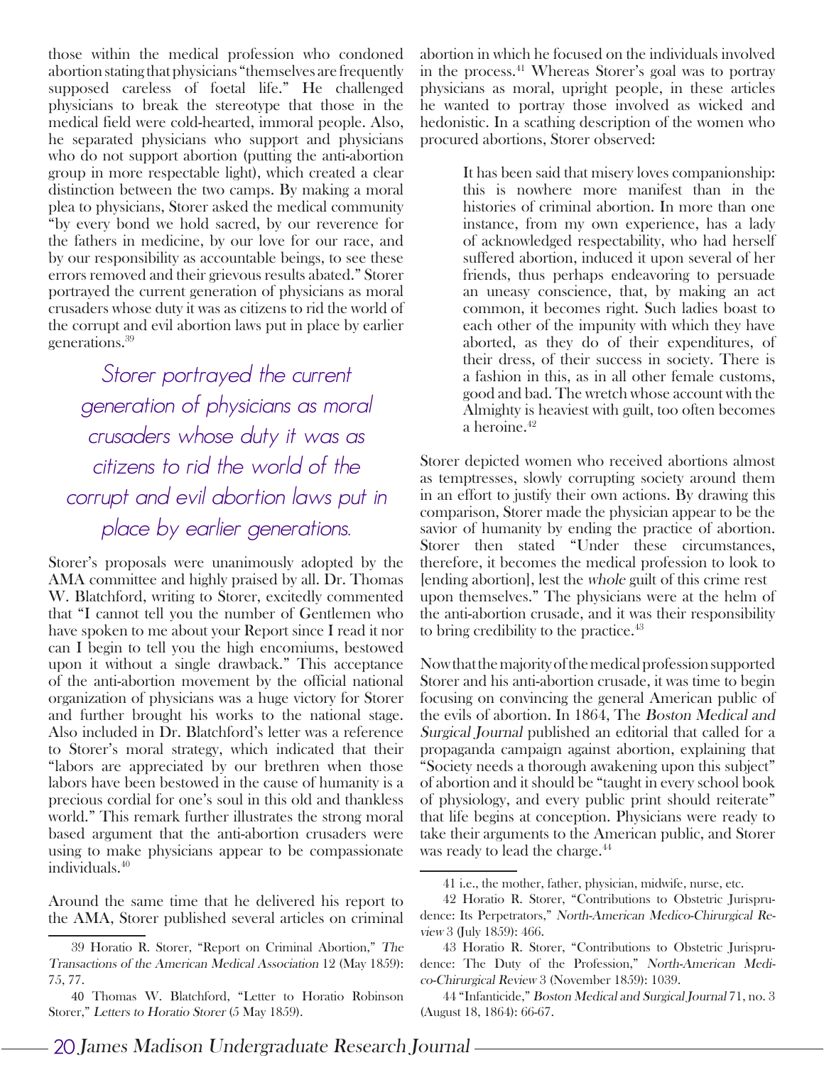those within the medical profession who condoned abortion stating that physicians "themselves are frequently supposed careless of foetal life." He challenged physicians to break the stereotype that those in the medical field were cold-hearted, immoral people. Also, he separated physicians who support and physicians who do not support abortion (putting the anti-abortion group in more respectable light), which created a clear distinction between the two camps. By making a moral plea to physicians, Storer asked the medical community "by every bond we hold sacred, by our reverence for the fathers in medicine, by our love for our race, and by our responsibility as accountable beings, to see these errors removed and their grievous results abated." Storer portrayed the current generation of physicians as moral crusaders whose duty it was as citizens to rid the world of the corrupt and evil abortion laws put in place by earlier generations.[39]

> *Storer portrayed the current generation of physicians as moral crusaders whose duty it was as citizens to rid the world of the corrupt and evil abortion laws put in place by earlier generations.*

Storer's proposals were unanimously adopted by the AMA committee and highly praised by all. Dr. Thomas W. Blatchford, writing to Storer, excitedly commented that "I cannot tell you the number of Gentlemen who have spoken to me about your Report since I read it nor can I begin to tell you the high encomiums, bestowed upon it without a single drawback." This acceptance of the anti-abortion movement by the official national organization of physicians was a huge victory for Storer and further brought his works to the national stage. Also included in Dr. Blatchford's letter was a reference to Storer's moral strategy, which indicated that their "labors are appreciated by our brethren when those labors have been bestowed in the cause of humanity is a precious cordial for one's soul in this old and thankless world." This remark further illustrates the strong moral based argument that the anti-abortion crusaders were using to make physicians appear to be compassionate individuals.[40]

Around the same time that he delivered his report to the AMA, Storer published several articles on criminal abortion in which he focused on the individuals involved in the process.[41] Whereas Storer's goal was to portray physicians as moral, upright people, in these articles he wanted to portray those involved as wicked and hedonistic. In a scathing description of the women who procured abortions, Storer observed:

> It has been said that misery loves companionship: this is nowhere more manifest than in the histories of criminal abortion. In more than one instance, from my own experience, has a lady of acknowledged respectability, who had herself suffered abortion, induced it upon several of her friends, thus perhaps endeavoring to persuade an uneasy conscience, that, by making an act common, it becomes right. Such ladies boast to each other of the impunity with which they have aborted, as they do of their expenditures, of their dress, of their success in society. There is a fashion in this, as in all other female customs, good and bad. The wretch whose account with the Almighty is heaviest with guilt, too often becomes a heroine.[42]

Storer depicted women who received abortions almost as temptresses, slowly corrupting society around them in an effort to justify their own actions. By drawing this comparison, Storer made the physician appear to be the savior of humanity by ending the practice of abortion. Storer then stated "Under these circumstances, therefore, it becomes the medical profession to look to [ending abortion], lest the *whole* guilt of this crime rest upon themselves." The physicians were at the helm of the anti-abortion crusade, and it was their responsibility to bring credibility to the practice.[43]

Now that the majority of the medical profession supported Storer and his anti-abortion crusade, it was time to begin focusing on convincing the general American public of the evils of abortion. In 1864, The *Boston Medical and Surgical Journal* published an editorial that called for a propaganda campaign against abortion, explaining that "Society needs a thorough awakening upon this subject" of abortion and it should be "taught in every school book of physiology, and every public print should reiterate" that life begins at conception. Physicians were ready to take their arguments to the American public, and Storer was ready to lead the charge.[44]

---

39 Horatio R. Storer, "Report on Criminal Abortion," *The Transactions of the American Medical Association* 12 (May 1859): 75, 77.

40 Thomas W. Blatchford, "Letter to Horatio Robinson Storer," *Letters to Horatio Storer* (5 May 1859).

41 i.e., the mother, father, physician, midwife, nurse, etc.

42 Horatio R. Storer, "Contributions to Obstetric Jurisprudence: Its Perpetrators," *North-American Medico-Chirurgical Review* 3 (July 1859): 466.

43 Horatio R. Storer, "Contributions to Obstetric Jurisprudence: The Duty of the Profession," *North-American Medico-Chirurgical Review* 3 (November 1859): 1039.

44 "Infanticide," *Boston Medical and Surgical Journal* 71, no. 3 (August 18, 1864): 66-67.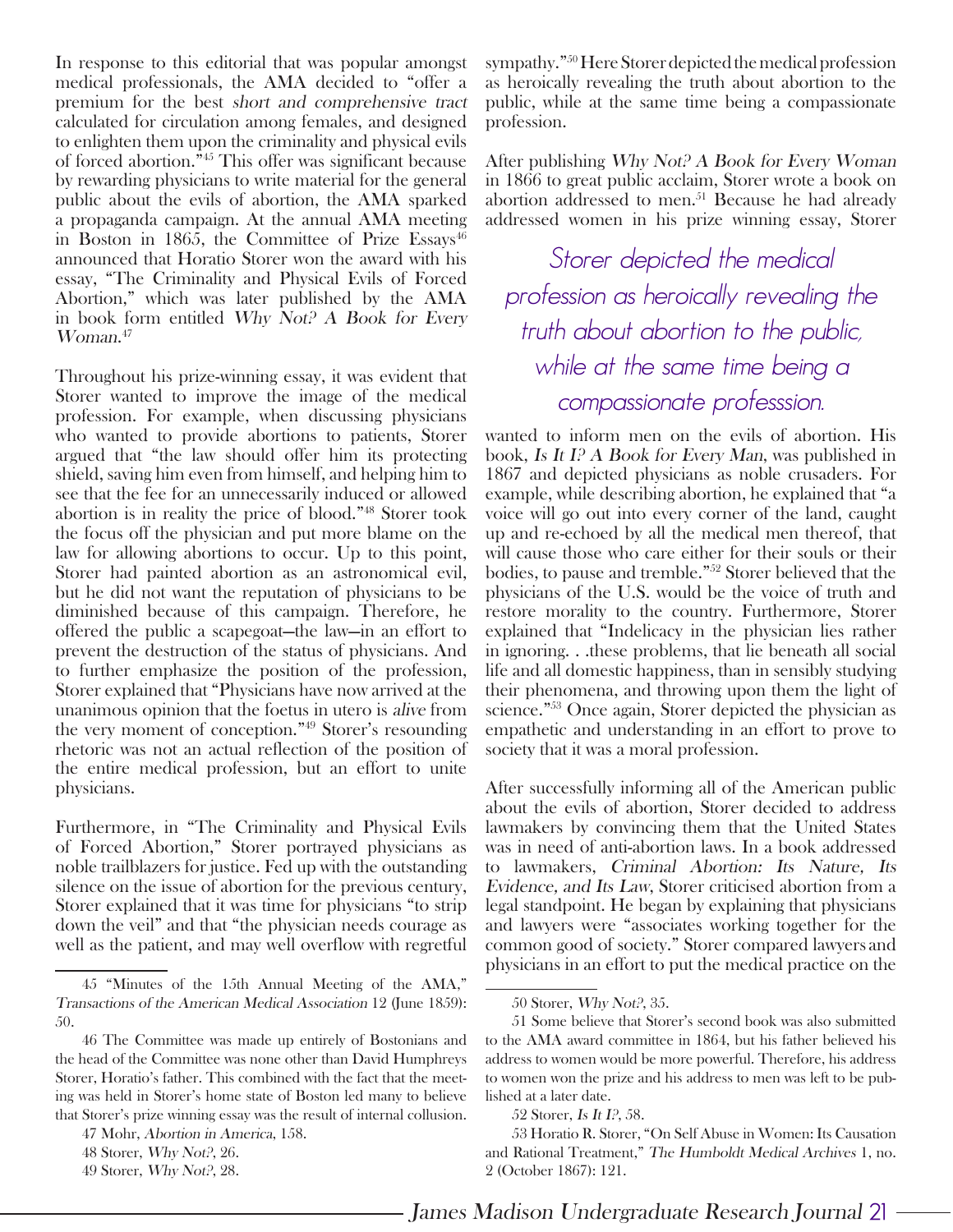In response to this editorial that was popular amongst medical professionals, the AMA decided to "offer a premium for the best *short and comprehensive tract* calculated for circulation among females, and designed to enlighten them upon the criminality and physical evils of forced abortion."[45] This offer was significant because by rewarding physicians to write material for the general public about the evils of abortion, the AMA sparked a propaganda campaign. At the annual AMA meeting in Boston in 1865, the Committee of Prize Essays[46] announced that Horatio Storer won the award with his essay, "The Criminality and Physical Evils of Forced Abortion," which was later published by the AMA in book form entitled *Why Not? A Book for Every Woman*.[47]

Throughout his prize-winning essay, it was evident that Storer wanted to improve the image of the medical profession. For example, when discussing physicians who wanted to provide abortions to patients, Storer argued that "the law should offer him its protecting shield, saving him even from himself, and helping him to see that the fee for an unnecessarily induced or allowed abortion is in reality the price of blood."[48] Storer took the focus off the physician and put more blame on the law for allowing abortions to occur. Up to this point, Storer had painted abortion as an astronomical evil, but he did not want the reputation of physicians to be diminished because of this campaign. Therefore, he offered the public a scapegoat—the law—in an effort to prevent the destruction of the status of physicians. And to further emphasize the position of the profession, Storer explained that "Physicians have now arrived at the unanimous opinion that the foetus in utero is *alive* from the very moment of conception."[49] Storer's resounding rhetoric was not an actual reflection of the position of the entire medical profession, but an effort to unite physicians.

Furthermore, in "The Criminality and Physical Evils of Forced Abortion," Storer portrayed physicians as noble trailblazers for justice. Fed up with the outstanding silence on the issue of abortion for the previous century, Storer explained that it was time for physicians "to strip down the veil" and that "the physician needs courage as well as the patient, and may well overflow with regretful sympathy."[50] Here Storer depicted the medical profession as heroically revealing the truth about abortion to the public, while at the same time being a compassionate profession.

After publishing *Why Not? A Book for Every Woman* in 1866 to great public acclaim, Storer wrote a book on abortion addressed to men.[51] Because he had already addressed women in his prize winning essay, Storer wanted to inform men on the evils of abortion. His book, *Is It I? A Book for Every Man*, was published in 1867 and depicted physicians as noble crusaders. For example, while describing abortion, he explained that "a voice will go out into every corner of the land, caught up and re-echoed by all the medical men thereof, that will cause those who care either for their souls or their bodies, to pause and tremble."[52] Storer believed that the physicians of the U.S. would be the voice of truth and restore morality to the country. Furthermore, Storer explained that "Indelicacy in the physician lies rather in ignoring. . .these problems, that lie beneath all social life and all domestic happiness, than in sensibly studying their phenomena, and throwing upon them the light of science."[53] Once again, Storer depicted the physician as empathetic and understanding in an effort to prove to society that it was a moral profession.

*Storer depicted the medical profession as heroically revealing the truth about abortion to the public, while at the same time being a compassionate professsion.*

After successfully informing all of the American public about the evils of abortion, Storer decided to address lawmakers by convincing them that the United States was in need of anti-abortion laws. In a book addressed to lawmakers, *Criminal Abortion: Its Nature, Its Evidence, and Its Law*, Storer criticised abortion from a legal standpoint. He began by explaining that physicians and lawyers were "associates working together for the common good of society." Storer compared lawyers and physicians in an effort to put the medical practice on the

---

45 "Minutes of the 15th Annual Meeting of the AMA," *Transactions of the American Medical Association* 12 (June 1859): 50.

46 The Committee was made up entirely of Bostonians and the head of the Committee was none other than David Humphreys Storer, Horatio's father. This combined with the fact that the meeting was held in Storer's home state of Boston led many to believe that Storer's prize winning essay was the result of internal collusion.

47 Mohr, *Abortion in America*, 158.

48 Storer, *Why Not?*, 26.

49 Storer, *Why Not?*, 28.

50 Storer, *Why Not?*, 35.

51 Some believe that Storer's second book was also submitted to the AMA award committee in 1864, but his father believed his address to women would be more powerful. Therefore, his address to women won the prize and his address to men was left to be published at a later date.

52 Storer, *Is It I?*, 58.

53 Horatio R. Storer, "On Self Abuse in Women: Its Causation and Rational Treatment," *The Humboldt Medical Archives* 1, no. 2 (October 1867): 121.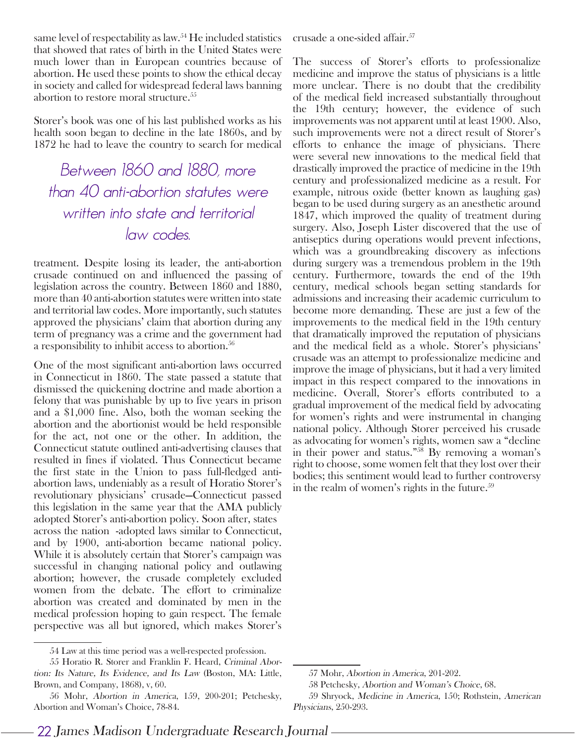same level of respectability as law.[54] He included statistics that showed that rates of birth in the United States were much lower than in European countries because of abortion. He used these points to show the ethical decay in society and called for widespread federal laws banning abortion to restore moral structure.[55]

Storer's book was one of his last published works as his health soon began to decline in the late 1860s, and by 1872 he had to leave the country to search for medical treatment. Despite losing its leader, the anti-abortion crusade continued on and influenced the passing of legislation across the country. Between 1860 and 1880, more than 40 anti-abortion statutes were written into state and territorial law codes. More importantly, such statutes approved the physicians' claim that abortion during any term of pregnancy was a crime and the government had a responsibility to inhibit access to abortion.[56]

*Between 1860 and 1880, more than 40 anti-abortion statutes were written into state and territorial law codes.*

One of the most significant anti-abortion laws occurred in Connecticut in 1860. The state passed a statute that dismissed the quickening doctrine and made abortion a felony that was punishable by up to five years in prison and a $1,000 fine. Also, both the woman seeking the abortion and the abortionist would be held responsible for the act, not one or the other. In addition, the Connecticut statute outlined anti-advertising clauses that resulted in fines if violated. Thus Connecticut became the first state in the Union to pass full-fledged anti-abortion laws, undeniably as a result of Horatio Storer's revolutionary physicians' crusade—Connecticut passed this legislation in the same year that the AMA publicly adopted Storer's anti-abortion policy. Soon after, states across the nation -adopted laws similar to Connecticut, and by 1900, anti-abortion became national policy. While it is absolutely certain that Storer's campaign was successful in changing national policy and outlawing abortion; however, the crusade completely excluded women from the debate. The effort to criminalize abortion was created and dominated by men in the medical profession hoping to gain respect. The female perspective was all but ignored, which makes Storer's crusade a one-sided affair.[57]

The success of Storer's efforts to professionalize medicine and improve the status of physicians is a little more unclear. There is no doubt that the credibility of the medical field increased substantially throughout the 19th century; however, the evidence of such improvements was not apparent until at least 1900. Also, such improvements were not a direct result of Storer's efforts to enhance the image of physicians. There were several new innovations to the medical field that drastically improved the practice of medicine in the 19th century and professionalized medicine as a result. For example, nitrous oxide (better known as laughing gas) began to be used during surgery as an anesthetic around 1847, which improved the quality of treatment during surgery. Also, Joseph Lister discovered that the use of antiseptics during operations would prevent infections, which was a groundbreaking discovery as infections during surgery was a tremendous problem in the 19th century. Furthermore, towards the end of the 19th century, medical schools began setting standards for admissions and increasing their academic curriculum to become more demanding. These are just a few of the improvements to the medical field in the 19th century that dramatically improved the reputation of physicians and the medical field as a whole. Storer's physicians' crusade was an attempt to professionalize medicine and improve the image of physicians, but it had a very limited impact in this respect compared to the innovations in medicine. Overall, Storer's efforts contributed to a gradual improvement of the medical field by advocating for women's rights and were instrumental in changing national policy. Although Storer perceived his crusade as advocating for women's rights, women saw a "decline in their power and status."[58] By removing a woman's right to choose, some women felt that they lost over their bodies; this sentiment would lead to further controversy in the realm of women's rights in the future.[59]

---

54 Law at this time period was a well-respected profession.

55 Horatio R. Storer and Franklin F. Heard, *Criminal Abortion: Its Nature, Its Evidence, and Its Law* (Boston, MA: Little, Brown, and Company, 1868), v, 60.

56 Mohr, *Abortion in America*, 159, 200-201; Petchesky, Abortion and Woman's Choice, 78-84.

57 Mohr, *Abortion in America*, 201-202.

58 Petchesky, *Abortion and Woman's Choice*, 68.

59 Shryock, *Medicine in America*, 150; Rothstein, *American Physicians*, 250-293.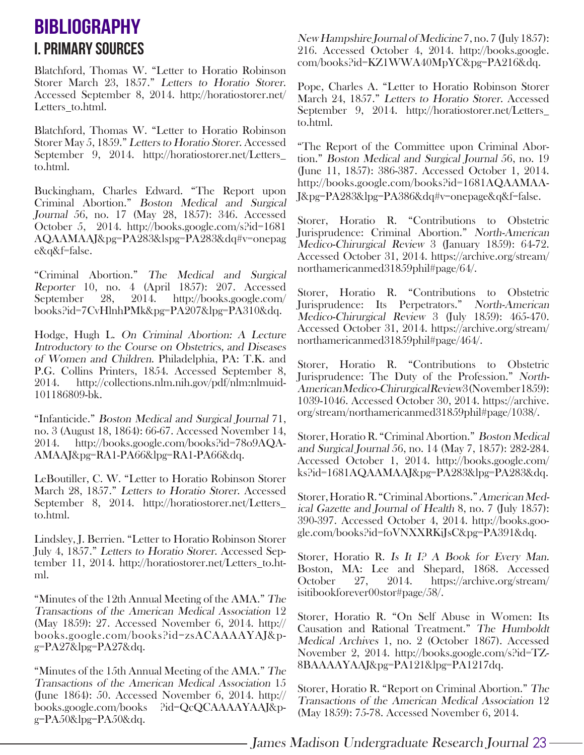# BIBLIOGRAPHY

## I. PRIMARY SOURCES

Blatchford, Thomas W. "Letter to Horatio Robinson Storer March 23, 1857." *Letters to Horatio Storer.* Accessed September 8, 2014. http://horatiostorer.net/Letters_to.html.

Blatchford, Thomas W. "Letter to Horatio Robinson Storer May 5, 1859." *Letters to Horatio Storer.* Accessed September 9, 2014. http://horatiostorer.net/Letters_to.html.

Buckingham, Charles Edward. "The Report upon Criminal Abortion." *Boston Medical and Surgical Journal* 56, no. 17 (May 28, 1857): 346. Accessed October 5, 2014. http://books.google.com/s?id=1681AQAAMAAJ&pg=PA283&lspg=PA283&dq#v=onepage&q&f=false.

"Criminal Abortion." *The Medical and Surgical Reporter* 10, no. 4 (April 1857): 207. Accessed September 28, 2014. http://books.google.com/books?id=7CvHlnhPMk&pg=PA207&lpg=PA310&dq.

Hodge, Hugh L. *On Criminal Abortion: A Lecture Introductory to the Course on Obstetrics, and Diseases of Women and Children.* Philadelphia, PA: T.K. and P.G. Collins Printers, 1854. Accessed September 8, 2014. http://collections.nlm.nih.gov/pdf/nlm:nlmuid-101186809-bk.

"Infanticide." *Boston Medical and Surgical Journal* 71, no. 3 (August 18, 1864): 66-67. Accessed November 14, 2014. http://books.google.com/books?id=78o9AQAAMAAJ&pg=RA1-PA66&lpg=RA1-PA66&dq.

LeBoutiller, C. W. "Letter to Horatio Robinson Storer March 28, 1857." *Letters to Horatio Storer.* Accessed September 8, 2014. http://horatiostorer.net/Letters_to.html.

Lindsley, J. Berrien. "Letter to Horatio Robinson Storer July 4, 1857." *Letters to Horatio Storer.* Accessed September 11, 2014. http://horatiostorer.net/Letters_to.html.

"Minutes of the 12th Annual Meeting of the AMA." *The Transactions of the American Medical Association* 12 (May 1859): 27. Accessed November 6, 2014. http://books.google.com/books?id=zsACAAAAYAJ&pg=PA27&lpg=PA27&dq.

"Minutes of the 15th Annual Meeting of the AMA." *The Transactions of the American Medical Association* 15 (June 1864): 50. Accessed November 6, 2014. http://books.google.com/books ?id=QcQCAAAAYAAJ&pg=PA50&lpg=PA50&dq.

*New Hampshire Journal of Medicine* 7, no. 7 (July 1857): 216. Accessed October 4, 2014. http://books.google.com/books?id=KZ1WWA40MpYC&pg=PA216&dq.

Pope, Charles A. "Letter to Horatio Robinson Storer March 24, 1857." *Letters to Horatio Storer.* Accessed September 9, 2014. http://horatiostorer.net/Letters_to.html.

"The Report of the Committee upon Criminal Abortion." *Boston Medical and Surgical Journal* 56, no. 19 (June 11, 1857): 386-387. Accessed October 1, 2014. http://books.google.com/books?id=1681AQAAMAAJ&pg=PA283&lpg=PA386&dq#v=onepage&q&f=false.

Storer, Horatio R. "Contributions to Obstetric Jurisprudence: Criminal Abortion." *North-American Medico-Chirurgical Review* 3 (January 1859): 64-72. Accessed October 31, 2014. https://archive.org/stream/northamericanmed31859phil#page/64/.

Storer, Horatio R. "Contributions to Obstetric Jurisprudence: Its Perpetrators." *North-American Medico-Chirurgical Review* 3 (July 1859): 465-470. Accessed October 31, 2014. https://archive.org/stream/northamericanmed31859phil#page/464/.

Storer, Horatio R. "Contributions to Obstetric Jurisprudence: The Duty of the Profession." *North-American Medico-Chirurgical Review* 3 (November 1859): 1039-1046. Accessed October 30, 2014. https://archive.org/stream/northamericanmed31859phil#page/1038/.

Storer, Horatio R. "Criminal Abortion." *Boston Medical and Surgical Journal* 56, no. 14 (May 7, 1857): 282-284. Accessed October 1, 2014. http://books.google.com/ks?id=1681AQAAMAAJ&pg=PA283&lpg=PA283&dq.

Storer, Horatio R. "Criminal Abortions." *American Medical Gazette and Journal of Health* 8, no. 7 (July 1857): 390-397. Accessed October 4, 2014. http://books.google.com/books?id=foVNXXRKiJsC&pg=PA391&dq.

Storer, Horatio R. *Is It I? A Book for Every Man.* Boston, MA: Lee and Shepard, 1868. Accessed October 27, 2014. https://archive.org/stream/isitibookforever00stor#page/58/.

Storer, Horatio R. "On Self Abuse in Women: Its Causation and Rational Treatment." *The Humboldt Medical Archives* 1, no. 2 (October 1867). Accessed November 2, 2014. http://books.google.com/s?id=TZ8BAAAAYAAJ&pg=PA121&lpg=PA1217dq.

Storer, Horatio R. "Report on Criminal Abortion." *The Transactions of the American Medical Association* 12 (May 1859): 75-78. Accessed November 6, 2014.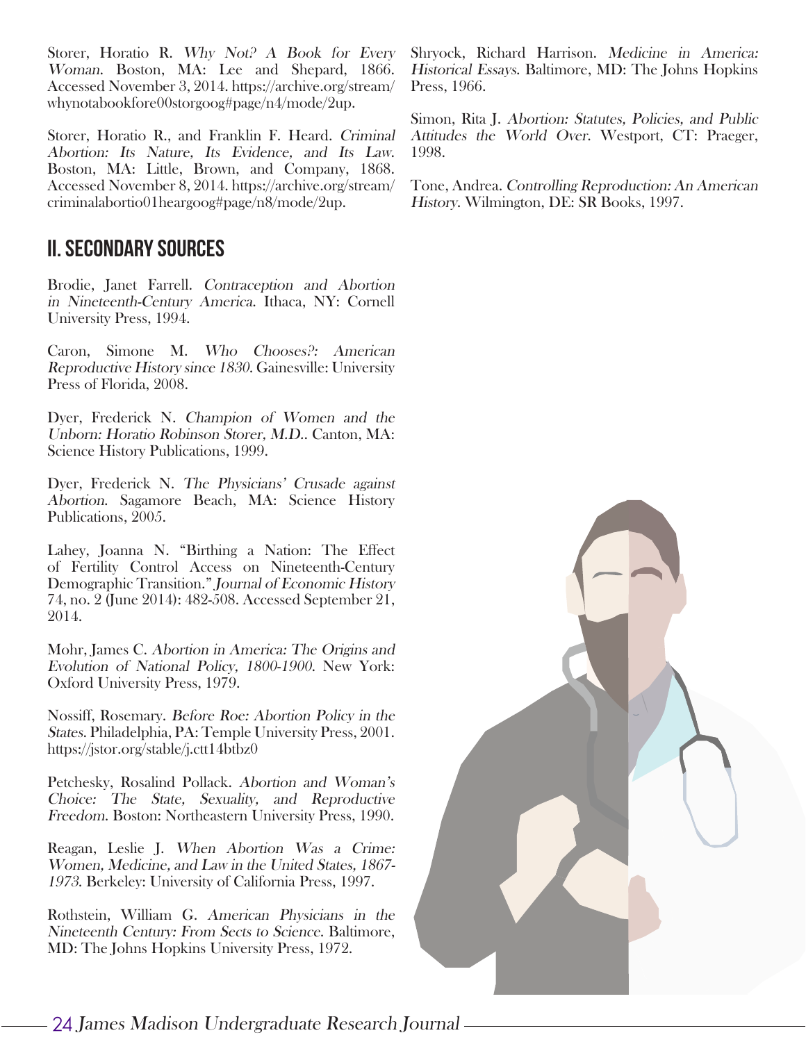Storer, Horatio R. *Why Not? A Book for Every Woman*. Boston, MA: Lee and Shepard, 1866. Accessed November 3, 2014. https://archive.org/stream/whynotabookfore00storgoog#page/n4/mode/2up.

Storer, Horatio R., and Franklin F. Heard. *Criminal Abortion: Its Nature, Its Evidence, and Its Law*. Boston, MA: Little, Brown, and Company, 1868. Accessed November 8, 2014. https://archive.org/stream/criminalabortio01heargoog#page/n8/mode/2up.

## II. Secondary Sources

Brodie, Janet Farrell. *Contraception and Abortion in Nineteenth-Century America*. Ithaca, NY: Cornell University Press, 1994.

Caron, Simone M. *Who Chooses?: American Reproductive History since 1830*. Gainesville: University Press of Florida, 2008.

Dyer, Frederick N. *Champion of Women and the Unborn: Horatio Robinson Storer, M.D.*. Canton, MA: Science History Publications, 1999.

Dyer, Frederick N. *The Physicians' Crusade against Abortion*. Sagamore Beach, MA: Science History Publications, 2005.

Lahey, Joanna N. "Birthing a Nation: The Effect of Fertility Control Access on Nineteenth-Century Demographic Transition." *Journal of Economic History* 74, no. 2 (June 2014): 482-508. Accessed September 21, 2014.

Mohr, James C. *Abortion in America: The Origins and Evolution of National Policy, 1800-1900*. New York: Oxford University Press, 1979.

Nossiff, Rosemary. *Before Roe: Abortion Policy in the States*. Philadelphia, PA: Temple University Press, 2001. https://jstor.org/stable/j.ctt14btbz0

Petchesky, Rosalind Pollack. *Abortion and Woman's Choice: The State, Sexuality, and Reproductive Freedom*. Boston: Northeastern University Press, 1990.

Reagan, Leslie J. *When Abortion Was a Crime: Women, Medicine, and Law in the United States, 1867-1973*. Berkeley: University of California Press, 1997.

Rothstein, William G. *American Physicians in the Nineteenth Century: From Sects to Science*. Baltimore, MD: The Johns Hopkins University Press, 1972.

Shryock, Richard Harrison. *Medicine in America: Historical Essays*. Baltimore, MD: The Johns Hopkins Press, 1966.

Simon, Rita J. *Abortion: Statutes, Policies, and Public Attitudes the World Over*. Westport, CT: Praeger, 1998.

Tone, Andrea. *Controlling Reproduction: An American History*. Wilmington, DE: SR Books, 1997.